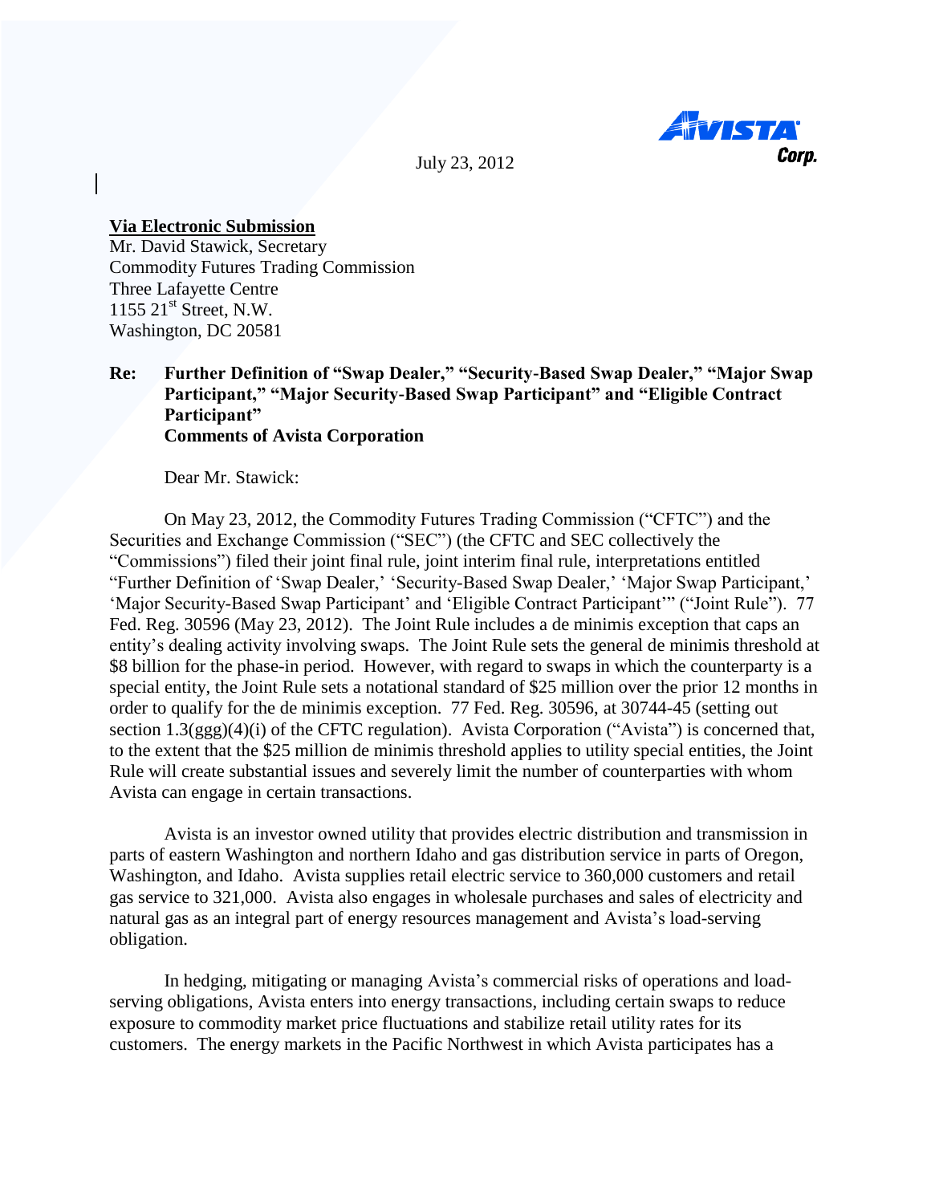Avista Corp.

July 23, 2012

**<u>Via Electronic Submission</u>**
Mr. David Stawick, Secretary
Commodity Futures Trading Commission
Three Lafayette Centre
1155 21st Street, N.W.
Washington, DC 20581

**Re: Further Definition of "Swap Dealer," "Security-Based Swap Dealer," "Major Swap Participant," "Major Security-Based Swap Participant" and "Eligible Contract Participant"**
**Comments of Avista Corporation**

Dear Mr. Stawick:

On May 23, 2012, the Commodity Futures Trading Commission ("CFTC") and the Securities and Exchange Commission ("SEC") (the CFTC and SEC collectively the "Commissions") filed their joint final rule, joint interim final rule, interpretations entitled "Further Definition of 'Swap Dealer,' 'Security-Based Swap Dealer,' 'Major Swap Participant,' 'Major Security-Based Swap Participant' and 'Eligible Contract Participant'" ("Joint Rule"). 77 Fed. Reg. 30596 (May 23, 2012). The Joint Rule includes a de minimis exception that caps an entity's dealing activity involving swaps. The Joint Rule sets the general de minimis threshold at \$8 billion for the phase-in period. However, with regard to swaps in which the counterparty is a special entity, the Joint Rule sets a notational standard of \$25 million over the prior 12 months in order to qualify for the de minimis exception. 77 Fed. Reg. 30596, at 30744-45 (setting out section 1.3(ggg)(4)(i) of the CFTC regulation). Avista Corporation ("Avista") is concerned that, to the extent that the \$25 million de minimis threshold applies to utility special entities, the Joint Rule will create substantial issues and severely limit the number of counterparties with whom Avista can engage in certain transactions.

Avista is an investor owned utility that provides electric distribution and transmission in parts of eastern Washington and northern Idaho and gas distribution service in parts of Oregon, Washington, and Idaho. Avista supplies retail electric service to 360,000 customers and retail gas service to 321,000. Avista also engages in wholesale purchases and sales of electricity and natural gas as an integral part of energy resources management and Avista's load-serving obligation.

In hedging, mitigating or managing Avista's commercial risks of operations and load-serving obligations, Avista enters into energy transactions, including certain swaps to reduce exposure to commodity market price fluctuations and stabilize retail utility rates for its customers. The energy markets in the Pacific Northwest in which Avista participates has a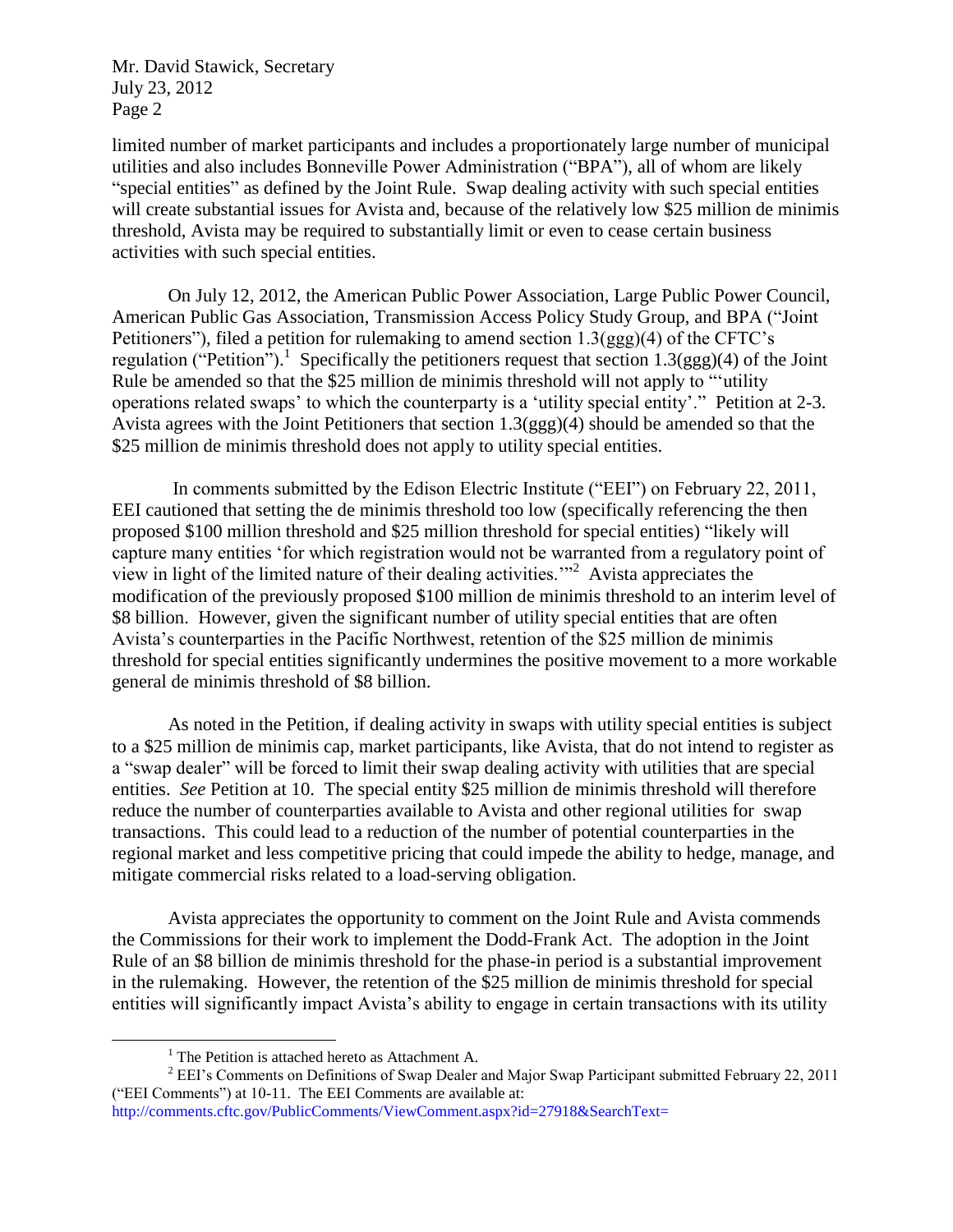limited number of market participants and includes a proportionately large number of municipal utilities and also includes Bonneville Power Administration ("BPA"), all of whom are likely "special entities" as defined by the Joint Rule. Swap dealing activity with such special entities will create substantial issues for Avista and, because of the relatively low $25 million de minimis threshold, Avista may be required to substantially limit or even to cease certain business activities with such special entities.

On July 12, 2012, the American Public Power Association, Large Public Power Council, American Public Gas Association, Transmission Access Policy Study Group, and BPA ("Joint Petitioners"), filed a petition for rulemaking to amend section 1.3(ggg)(4) of the CFTC's regulation ("Petition").[1] Specifically the petitioners request that section 1.3(ggg)(4) of the Joint Rule be amended so that the $25 million de minimis threshold will not apply to "'utility operations related swaps' to which the counterparty is a 'utility special entity'." Petition at 2-3. Avista agrees with the Joint Petitioners that section 1.3(ggg)(4) should be amended so that the $25 million de minimis threshold does not apply to utility special entities.

In comments submitted by the Edison Electric Institute ("EEI") on February 22, 2011, EEI cautioned that setting the de minimis threshold too low (specifically referencing the then proposed $100 million threshold and $25 million threshold for special entities) "likely will capture many entities 'for which registration would not be warranted from a regulatory point of view in light of the limited nature of their dealing activities.'"[2] Avista appreciates the modification of the previously proposed $100 million de minimis threshold to an interim level of $8 billion. However, given the significant number of utility special entities that are often Avista's counterparties in the Pacific Northwest, retention of the $25 million de minimis threshold for special entities significantly undermines the positive movement to a more workable general de minimis threshold of $8 billion.

As noted in the Petition, if dealing activity in swaps with utility special entities is subject to a $25 million de minimis cap, market participants, like Avista, that do not intend to register as a "swap dealer" will be forced to limit their swap dealing activity with utilities that are special entities. *See* Petition at 10. The special entity $25 million de minimis threshold will therefore reduce the number of counterparties available to Avista and other regional utilities for swap transactions. This could lead to a reduction of the number of potential counterparties in the regional market and less competitive pricing that could impede the ability to hedge, manage, and mitigate commercial risks related to a load-serving obligation.

Avista appreciates the opportunity to comment on the Joint Rule and Avista commends the Commissions for their work to implement the Dodd-Frank Act. The adoption in the Joint Rule of an $8 billion de minimis threshold for the phase-in period is a substantial improvement in the rulemaking. However, the retention of the $25 million de minimis threshold for special entities will significantly impact Avista's ability to engage in certain transactions with its utility

---

[1] The Petition is attached hereto as Attachment A.

[2] EEI's Comments on Definitions of Swap Dealer and Major Swap Participant submitted February 22, 2011 ("EEI Comments") at 10-11. The EEI Comments are available at: http://comments.cftc.gov/PublicComments/ViewComment.aspx?id=27918&SearchText=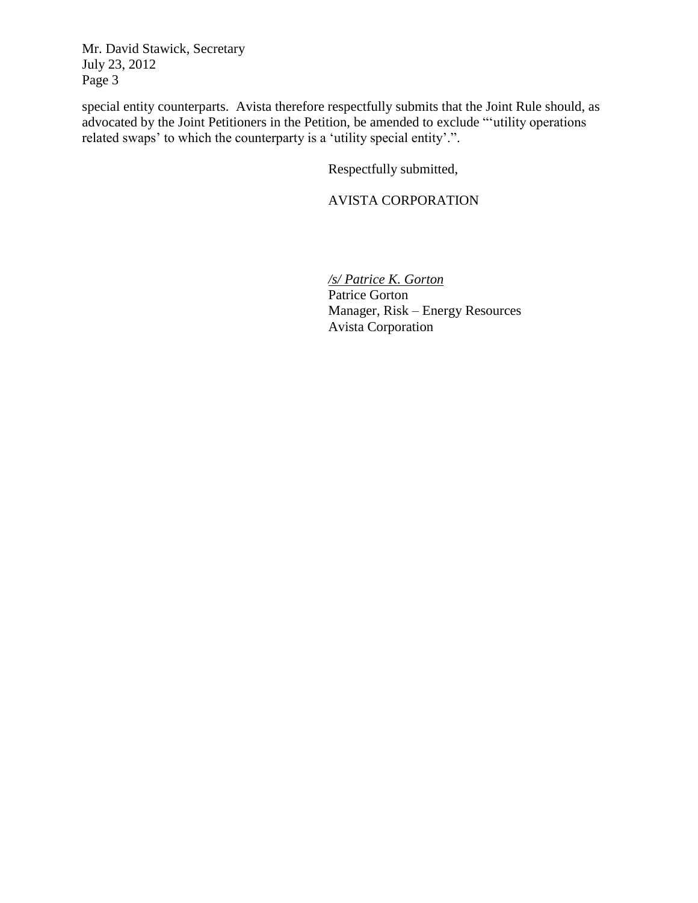special entity counterparts. Avista therefore respectfully submits that the Joint Rule should, as advocated by the Joint Petitioners in the Petition, be amended to exclude "'utility operations related swaps' to which the counterparty is a 'utility special entity'.".

Respectfully submitted,

AVISTA CORPORATION

*/s/ Patrice K. Gorton*
Patrice Gorton
Manager, Risk – Energy Resources
Avista Corporation